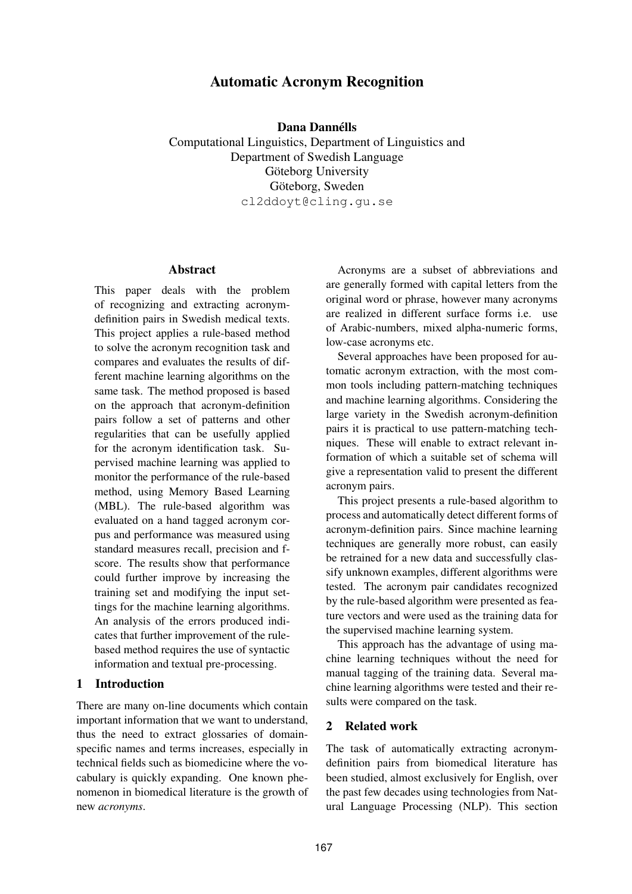# Automatic Acronym Recognition

**Dana Dannélls**
Computational Linguistics, Department of Linguistics and
Department of Swedish Language
Göteborg University
Göteborg, Sweden
cl2ddoyt@cling.gu.se

## Abstract

This paper deals with the problem of recognizing and extracting acronym-definition pairs in Swedish medical texts. This project applies a rule-based method to solve the acronym recognition task and compares and evaluates the results of different machine learning algorithms on the same task. The method proposed is based on the approach that acronym-definition pairs follow a set of patterns and other regularities that can be usefully applied for the acronym identification task. Supervised machine learning was applied to monitor the performance of the rule-based method, using Memory Based Learning (MBL). The rule-based algorithm was evaluated on a hand tagged acronym corpus and performance was measured using standard measures recall, precision and f-score. The results show that performance could further improve by increasing the training set and modifying the input settings for the machine learning algorithms. An analysis of the errors produced indicates that further improvement of the rule-based method requires the use of syntactic information and textual pre-processing.

## 1 Introduction

There are many on-line documents which contain important information that we want to understand, thus the need to extract glossaries of domain-specific names and terms increases, especially in technical fields such as biomedicine where the vocabulary is quickly expanding. One known phenomenon in biomedical literature is the growth of new *acronyms*.

Acronyms are a subset of abbreviations and are generally formed with capital letters from the original word or phrase, however many acronyms are realized in different surface forms i.e. use of Arabic-numbers, mixed alpha-numeric forms, low-case acronyms etc.

Several approaches have been proposed for automatic acronym extraction, with the most common tools including pattern-matching techniques and machine learning algorithms. Considering the large variety in the Swedish acronym-definition pairs it is practical to use pattern-matching techniques. These will enable to extract relevant information of which a suitable set of schema will give a representation valid to present the different acronym pairs.

This project presents a rule-based algorithm to process and automatically detect different forms of acronym-definition pairs. Since machine learning techniques are generally more robust, can easily be retrained for a new data and successfully classify unknown examples, different algorithms were tested. The acronym pair candidates recognized by the rule-based algorithm were presented as feature vectors and were used as the training data for the supervised machine learning system.

This approach has the advantage of using machine learning techniques without the need for manual tagging of the training data. Several machine learning algorithms were tested and their results were compared on the task.

## 2 Related work

The task of automatically extracting acronym-definition pairs from biomedical literature has been studied, almost exclusively for English, over the past few decades using technologies from Natural Language Processing (NLP). This section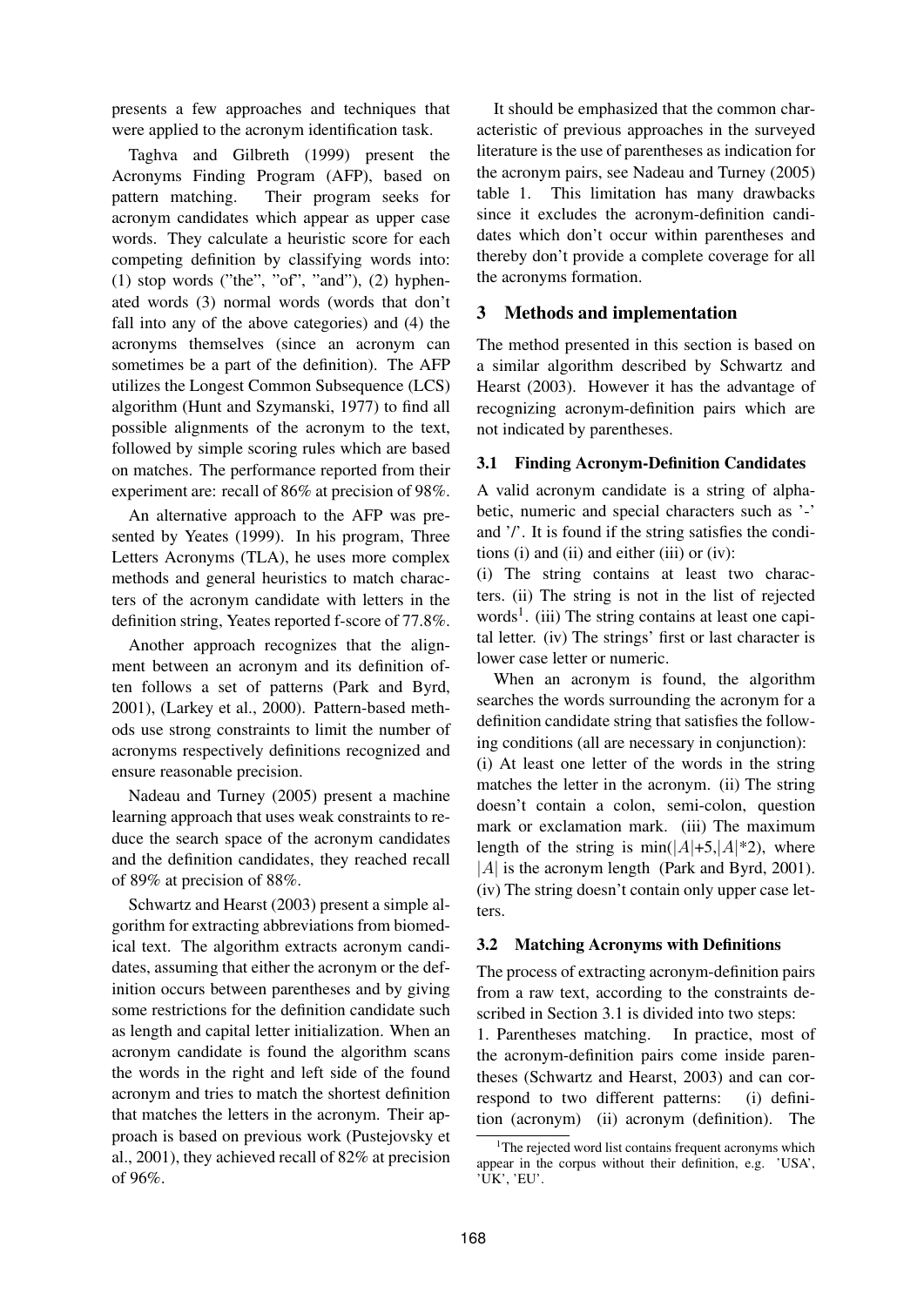presents a few approaches and techniques that were applied to the acronym identification task.

Taghva and Gilbreth (1999) present the Acronyms Finding Program (AFP), based on pattern matching. Their program seeks for acronym candidates which appear as upper case words. They calculate a heuristic score for each competing definition by classifying words into: (1) stop words ("the", "of", "and"), (2) hyphenated words (3) normal words (words that don't fall into any of the above categories) and (4) the acronyms themselves (since an acronym can sometimes be a part of the definition). The AFP utilizes the Longest Common Subsequence (LCS) algorithm (Hunt and Szymanski, 1977) to find all possible alignments of the acronym to the text, followed by simple scoring rules which are based on matches. The performance reported from their experiment are: recall of 86% at precision of 98%.

An alternative approach to the AFP was presented by Yeates (1999). In his program, Three Letters Acronyms (TLA), he uses more complex methods and general heuristics to match characters of the acronym candidate with letters in the definition string, Yeates reported f-score of 77.8%.

Another approach recognizes that the alignment between an acronym and its definition often follows a set of patterns (Park and Byrd, 2001), (Larkey et al., 2000). Pattern-based methods use strong constraints to limit the number of acronyms respectively definitions recognized and ensure reasonable precision.

Nadeau and Turney (2005) present a machine learning approach that uses weak constraints to reduce the search space of the acronym candidates and the definition candidates, they reached recall of 89% at precision of 88%.

Schwartz and Hearst (2003) present a simple algorithm for extracting abbreviations from biomedical text. The algorithm extracts acronym candidates, assuming that either the acronym or the definition occurs between parentheses and by giving some restrictions for the definition candidate such as length and capital letter initialization. When an acronym candidate is found the algorithm scans the words in the right and left side of the found acronym and tries to match the shortest definition that matches the letters in the acronym. Their approach is based on previous work (Pustejovsky et al., 2001), they achieved recall of 82% at precision of 96%.

It should be emphasized that the common characteristic of previous approaches in the surveyed literature is the use of parentheses as indication for the acronym pairs, see Nadeau and Turney (2005) table 1. This limitation has many drawbacks since it excludes the acronym-definition candidates which don't occur within parentheses and thereby don't provide a complete coverage for all the acronyms formation.

## 3 Methods and implementation

The method presented in this section is based on a similar algorithm described by Schwartz and Hearst (2003). However it has the advantage of recognizing acronym-definition pairs which are not indicated by parentheses.

### 3.1 Finding Acronym-Definition Candidates

A valid acronym candidate is a string of alphabetic, numeric and special characters such as '-' and '/'. It is found if the string satisfies the conditions (i) and (ii) and either (iii) or (iv):

(i) The string contains at least two characters. (ii) The string is not in the list of rejected words[1]. (iii) The string contains at least one capital letter. (iv) The strings' first or last character is lower case letter or numeric.

When an acronym is found, the algorithm searches the words surrounding the acronym for a definition candidate string that satisfies the following conditions (all are necessary in conjunction):

(i) At least one letter of the words in the string matches the letter in the acronym. (ii) The string doesn't contain a colon, semi-colon, question mark or exclamation mark. (iii) The maximum length of the string is min($|A|$+5,$|A|$*2), where $|A|$ is the acronym length (Park and Byrd, 2001). (iv) The string doesn't contain only upper case letters.

### 3.2 Matching Acronyms with Definitions

The process of extracting acronym-definition pairs from a raw text, according to the constraints described in Section 3.1 is divided into two steps:

1. Parentheses matching. In practice, most of the acronym-definition pairs come inside parentheses (Schwartz and Hearst, 2003) and can correspond to two different patterns: (i) definition (acronym) (ii) acronym (definition). The

[1] The rejected word list contains frequent acronyms which appear in the corpus without their definition, e.g. 'USA', 'UK', 'EU'.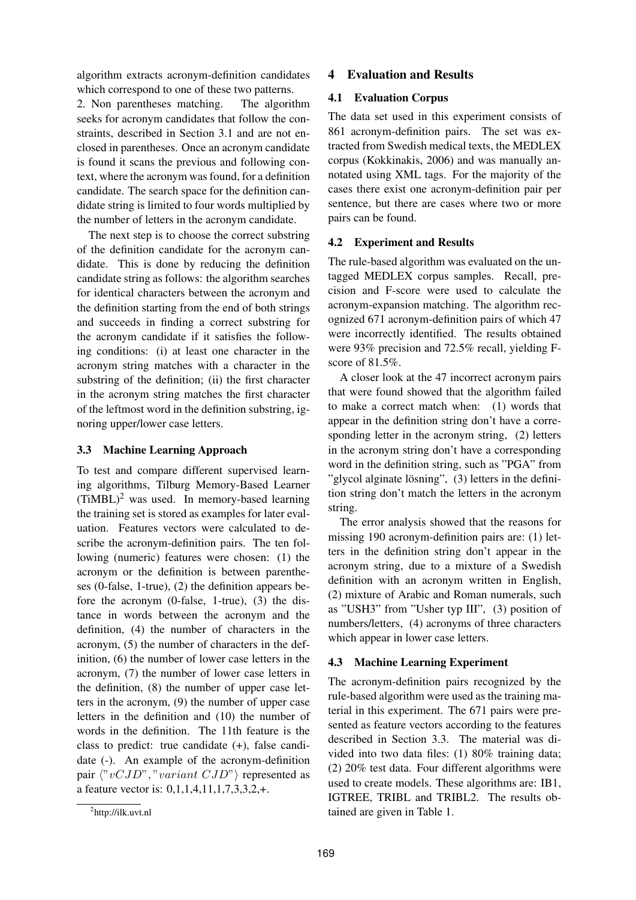algorithm extracts acronym-definition candidates which correspond to one of these two patterns.

2. Non parentheses matching. The algorithm seeks for acronym candidates that follow the constraints, described in Section 3.1 and are not enclosed in parentheses. Once an acronym candidate is found it scans the previous and following context, where the acronym was found, for a definition candidate. The search space for the definition candidate string is limited to four words multiplied by the number of letters in the acronym candidate.

The next step is to choose the correct substring of the definition candidate for the acronym candidate. This is done by reducing the definition candidate string as follows: the algorithm searches for identical characters between the acronym and the definition starting from the end of both strings and succeeds in finding a correct substring for the acronym candidate if it satisfies the following conditions: (i) at least one character in the acronym string matches with a character in the substring of the definition; (ii) the first character in the acronym string matches the first character of the leftmost word in the definition substring, ignoring upper/lower case letters.

### 3.3 Machine Learning Approach

To test and compare different supervised learning algorithms, Tilburg Memory-Based Learner (TiMBL)[2] was used. In memory-based learning the training set is stored as examples for later evaluation. Features vectors were calculated to describe the acronym-definition pairs. The ten following (numeric) features were chosen: (1) the acronym or the definition is between parentheses (0-false, 1-true), (2) the definition appears before the acronym (0-false, 1-true), (3) the distance in words between the acronym and the definition, (4) the number of characters in the acronym, (5) the number of characters in the definition, (6) the number of lower case letters in the acronym, (7) the number of lower case letters in the definition, (8) the number of upper case letters in the acronym, (9) the number of upper case letters in the definition and (10) the number of words in the definition. The 11th feature is the class to predict: true candidate (+), false candidate (-). An example of the acronym-definition pair $\langle "vCJD", "variant\ CJD" \rangle$ represented as a feature vector is: 0,1,1,4,11,1,7,3,3,2,+.

[2] http://ilk.uvt.nl

## 4 Evaluation and Results

### 4.1 Evaluation Corpus

The data set used in this experiment consists of 861 acronym-definition pairs. The set was extracted from Swedish medical texts, the MEDLEX corpus (Kokkinakis, 2006) and was manually annotated using XML tags. For the majority of the cases there exist one acronym-definition pair per sentence, but there are cases where two or more pairs can be found.

### 4.2 Experiment and Results

The rule-based algorithm was evaluated on the untagged MEDLEX corpus samples. Recall, precision and F-score were used to calculate the acronym-expansion matching. The algorithm recognized 671 acronym-definition pairs of which 47 were incorrectly identified. The results obtained were 93% precision and 72.5% recall, yielding F-score of 81.5%.

A closer look at the 47 incorrect acronym pairs that were found showed that the algorithm failed to make a correct match when: (1) words that appear in the definition string don't have a corresponding letter in the acronym string, (2) letters in the acronym string don't have a corresponding word in the definition string, such as "PGA" from "glycol alginate lösning", (3) letters in the definition string don't match the letters in the acronym string.

The error analysis showed that the reasons for missing 190 acronym-definition pairs are: (1) letters in the definition string don't appear in the acronym string, due to a mixture of a Swedish definition with an acronym written in English, (2) mixture of Arabic and Roman numerals, such as "USH3" from "Usher typ III", (3) position of numbers/letters, (4) acronyms of three characters which appear in lower case letters.

### 4.3 Machine Learning Experiment

The acronym-definition pairs recognized by the rule-based algorithm were used as the training material in this experiment. The 671 pairs were presented as feature vectors according to the features described in Section 3.3. The material was divided into two data files: (1) 80% training data; (2) 20% test data. Four different algorithms were used to create models. These algorithms are: IB1, IGTREE, TRIBL and TRIBL2. The results obtained are given in Table 1.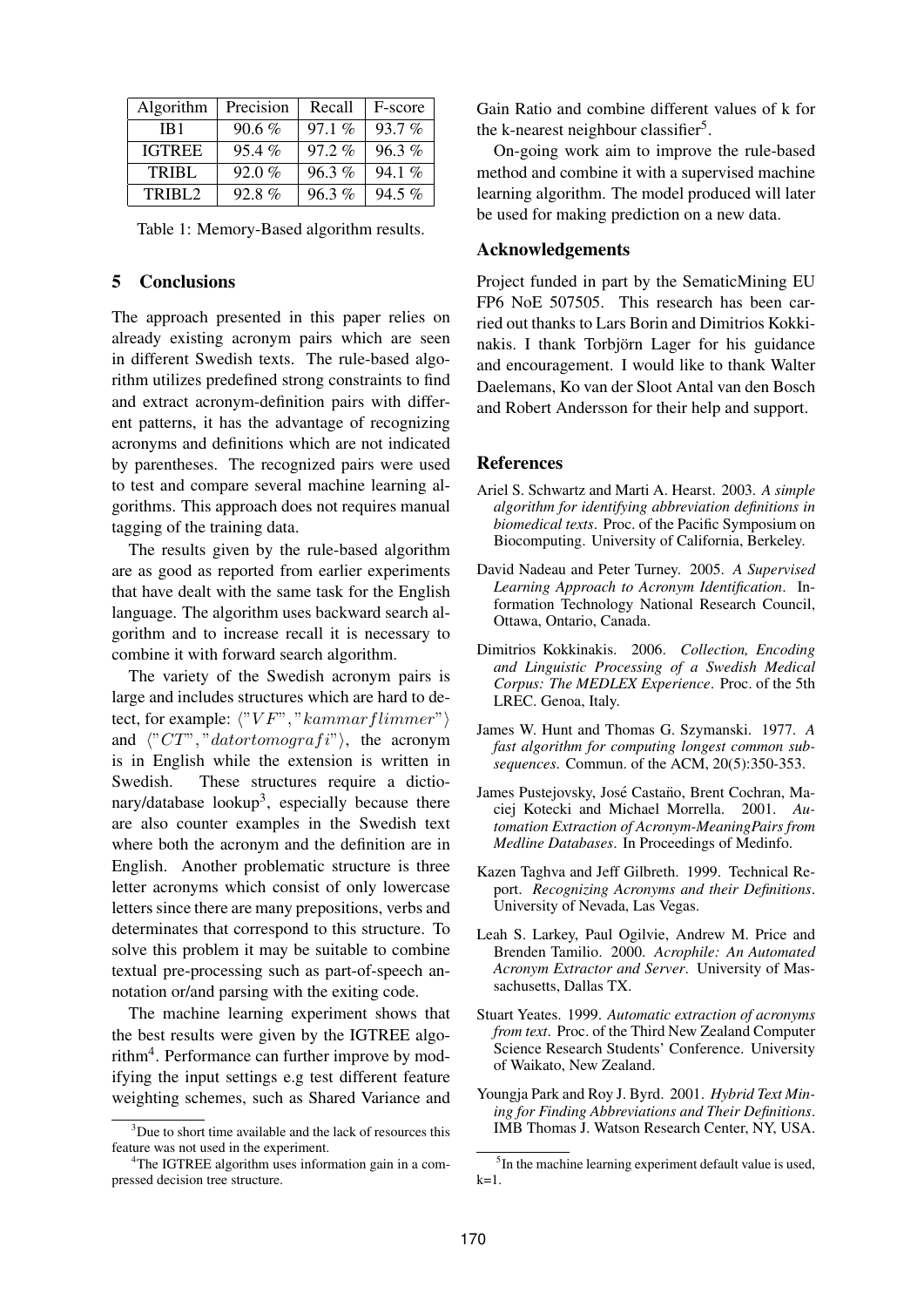| Algorithm | Precision | Recall | F-score |
|---|---|---|---|
| IB1 | 90.6 % | 97.1 % | 93.7 % |
| IGTREE | 95.4 % | 97.2 % | 96.3 % |
| TRIBL | 92.0 % | 96.3 % | 94.1 % |
| TRIBL2 | 92.8 % | 96.3 % | 94.5 % |

Table 1: Memory-Based algorithm results.

## 5 Conclusions

The approach presented in this paper relies on already existing acronym pairs which are seen in different Swedish texts. The rule-based algorithm utilizes predefined strong constraints to find and extract acronym-definition pairs with different patterns, it has the advantage of recognizing acronyms and definitions which are not indicated by parentheses. The recognized pairs were used to test and compare several machine learning algorithms. This approach does not requires manual tagging of the training data.

The results given by the rule-based algorithm are as good as reported from earlier experiments that have dealt with the same task for the English language. The algorithm uses backward search algorithm and to increase recall it is necessary to combine it with forward search algorithm.

The variety of the Swedish acronym pairs is large and includes structures which are hard to detect, for example: $\langle "VF", "kammarflimmer" \rangle$ and $\langle "CT", "datortomografi" \rangle$, the acronym is in English while the extension is written in Swedish. These structures require a dictionary/database lookup[3], especially because there are also counter examples in the Swedish text where both the acronym and the definition are in English. Another problematic structure is three letter acronyms which consist of only lowercase letters since there are many prepositions, verbs and determinates that correspond to this structure. To solve this problem it may be suitable to combine textual pre-processing such as part-of-speech annotation or/and parsing with the exiting code.

The machine learning experiment shows that the best results were given by the IGTREE algorithm[4]. Performance can further improve by modifying the input settings e.g test different feature weighting schemes, such as Shared Variance and Gain Ratio and combine different values of k for the k-nearest neighbour classifier[5].

On-going work aim to improve the rule-based method and combine it with a supervised machine learning algorithm. The model produced will later be used for making prediction on a new data.

[3]Due to short time available and the lack of resources this feature was not used in the experiment.

[4]The IGTREE algorithm uses information gain in a compressed decision tree structure.

[5]In the machine learning experiment default value is used, k=1.

## Acknowledgements

Project funded in part by the SematicMining EU FP6 NoE 507505. This research has been carried out thanks to Lars Borin and Dimitrios Kokkinakis. I thank Torbjörn Lager for his guidance and encouragement. I would like to thank Walter Daelemans, Ko van der Sloot Antal van den Bosch and Robert Andersson for their help and support.

## References

Ariel S. Schwartz and Marti A. Hearst. 2003. *A simple algorithm for identifying abbreviation definitions in biomedical texts*. Proc. of the Pacific Symposium on Biocomputing. University of California, Berkeley.

David Nadeau and Peter Turney. 2005. *A Supervised Learning Approach to Acronym Identification*. Information Technology National Research Council, Ottawa, Ontario, Canada.

Dimitrios Kokkinakis. 2006. *Collection, Encoding and Linguistic Processing of a Swedish Medical Corpus: The MEDLEX Experience*. Proc. of the 5th LREC. Genoa, Italy.

James W. Hunt and Thomas G. Szymanski. 1977. *A fast algorithm for computing longest common subsequences*. Commun. of the ACM, 20(5):350-353.

James Pustejovsky, José Castaño, Brent Cochran, Maciej Kotecki and Michael Morrella. 2001. *Automation Extraction of Acronym-MeaningPairs from Medline Databases*. In Proceedings of Medinfo.

Kazen Taghva and Jeff Gilbreth. 1999. Technical Report. *Recognizing Acronyms and their Definitions*. University of Nevada, Las Vegas.

Leah S. Larkey, Paul Ogilvie, Andrew M. Price and Brenden Tamilio. 2000. *Acrophile: An Automated Acronym Extractor and Server*. University of Massachusetts, Dallas TX.

Stuart Yeates. 1999. *Automatic extraction of acronyms from text*. Proc. of the Third New Zealand Computer Science Research Students' Conference. University of Waikato, New Zealand.

Youngja Park and Roy J. Byrd. 2001. *Hybrid Text Mining for Finding Abbreviations and Their Definitions*. IMB Thomas J. Watson Research Center, NY, USA.